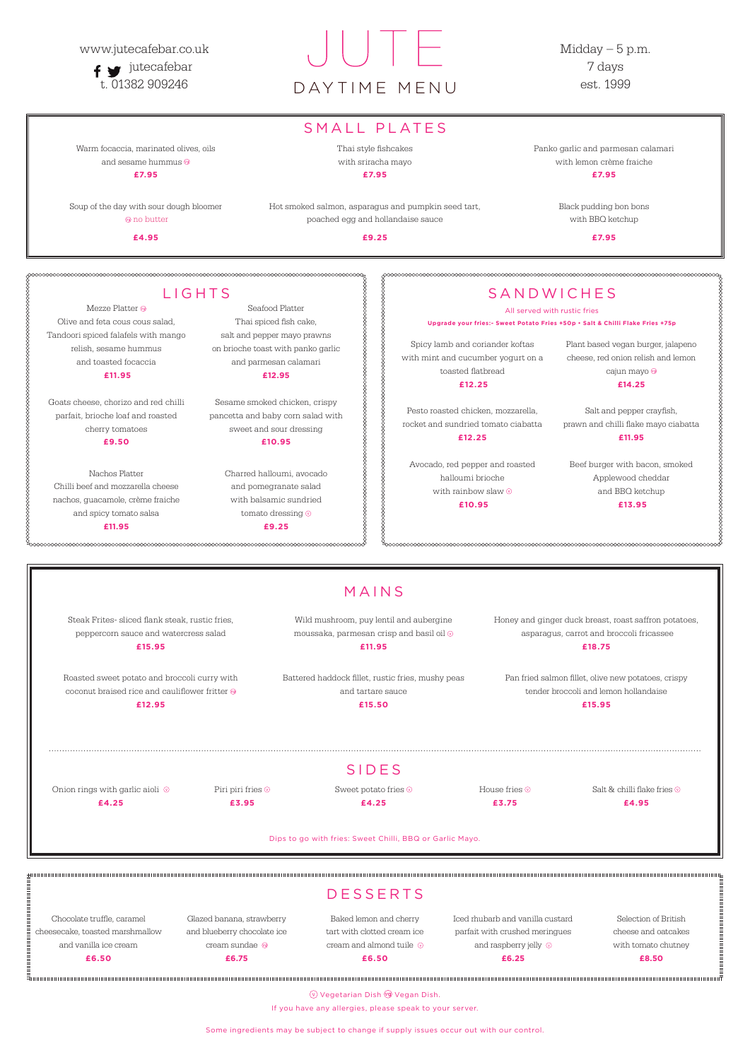www.jutecafebar.co.uk
jutecafebar
t. 01382 909246

# JUTE
## DAYTIME MENU

Midday – 5 p.m.
7 days
est. 1999

## SMALL PLATES

Warm focaccia, marinated olives, oils and sesame hummus (VG)
**£7.95**

Thai style fishcakes with sriracha mayo
**£7.95**

Panko garlic and parmesan calamari with lemon crème fraiche
**£7.95**

Soup of the day with sour dough bloomer
(VG) no butter
**£4.95**

Hot smoked salmon, asparagus and pumpkin seed tart, poached egg and hollandaise sauce
**£9.25**

Black pudding bon bons with BBQ ketchup
**£7.95**

## LIGHTS

Mezze Platter (VG)
Olive and feta cous cous salad, Tandoori spiced falafels with mango relish, sesame hummus and toasted focaccia
**£11.95**

Seafood Platter
Thai spiced fish cake, salt and pepper mayo prawns on brioche toast with panko garlic and parmesan calamari
**£12.95**

Goats cheese, chorizo and red chilli parfait, brioche loaf and roasted cherry tomatoes
**£9.50**

Sesame smoked chicken, crispy pancetta and baby corn salad with sweet and sour dressing
**£10.95**

Nachos Platter
Chilli beef and mozzarella cheese nachos, guacamole, crème fraiche and spicy tomato salsa
**£11.95**

Charred halloumi, avocado and pomegranate salad with balsamic sundried tomato dressing (V)
**£9.25**

## SANDWICHES

All served with rustic fries

**Upgrade your fries:- Sweet Potato Fries +50p • Salt & Chilli Flake Fries +75p**

Spicy lamb and coriander koftas with mint and cucumber yogurt on a toasted flatbread
**£12.25**

Plant based vegan burger, jalapeno cheese, red onion relish and lemon cajun mayo (VG)
**£14.25**

Pesto roasted chicken, mozzarella, rocket and sundried tomato ciabatta
**£12.25**

Salt and pepper crayfish, prawn and chilli flake mayo ciabatta
**£11.95**

Avocado, red pepper and roasted halloumi brioche with rainbow slaw (V)
**£10.95**

Beef burger with bacon, smoked Applewood cheddar and BBQ ketchup
**£13.95**

## MAINS

Steak Frites- sliced flank steak, rustic fries, peppercorn sauce and watercress salad
**£15.95**

Wild mushroom, puy lentil and aubergine moussaka, parmesan crisp and basil oil (V)
**£11.95**

Honey and ginger duck breast, roast saffron potatoes, asparagus, carrot and broccoli fricassee
**£18.75**

Roasted sweet potato and broccoli curry with coconut braised rice and cauliflower fritter (VG)
**£12.95**

Battered haddock fillet, rustic fries, mushy peas and tartare sauce
**£15.50**

Pan fried salmon fillet, olive new potatoes, crispy tender broccoli and lemon hollandaise
**£15.95**

## SIDES

Onion rings with garlic aioli (V)
**£4.25**

Piri piri fries (V)
**£3.95**

Sweet potato fries (V)
**£4.25**

House fries (V)
**£3.75**

Salt & chilli flake fries (V)
**£4.95**

Dips to go with fries: Sweet Chilli, BBQ or Garlic Mayo.

## DESSERTS

Chocolate truffle, caramel cheesecake, toasted marshmallow and vanilla ice cream
**£6.50**

Glazed banana, strawberry and blueberry chocolate ice cream sundae (VG)
**£6.75**

Baked lemon and cherry tart with clotted cream ice cream and almond tuile (V)
**£6.50**

Iced rhubarb and vanilla custard parfait with crushed meringues and raspberry jelly (V)
**£6.25**

Selection of British cheese and oatcakes with tomato chutney
**£8.50**

(V) Vegetarian Dish (VG) Vegan Dish.

If you have any allergies, please speak to your server.

Some ingredients may be subject to change if supply issues occur out with our control.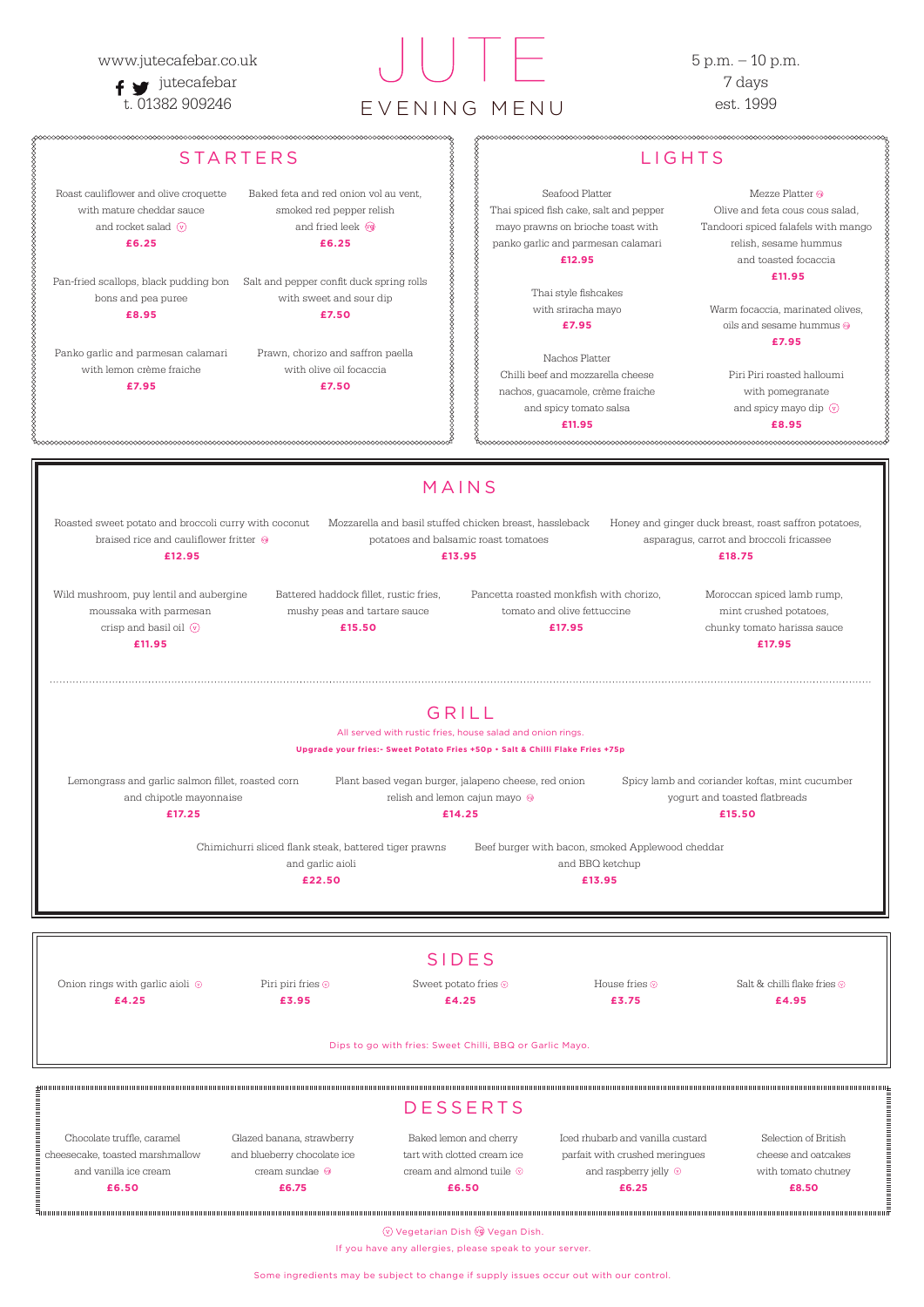www.jutecafebar.co.uk
jutecafebar
t. 01382 909246

# JUTE

## EVENING MENU

5 p.m. – 10 p.m.
7 days
est. 1999

## STARTERS

Roast cauliflower and olive croquette with mature cheddar sauce and rocket salad (V)
**£6.25**

Baked feta and red onion vol au vent, smoked red pepper relish and fried leek (VG)
**£6.25**

Pan-fried scallops, black pudding bon bons and pea puree
**£8.95**

Salt and pepper confit duck spring rolls with sweet and sour dip
**£7.50**

Panko garlic and parmesan calamari with lemon crème fraiche
**£7.95**

Prawn, chorizo and saffron paella with olive oil focaccia
**£7.50**

## LIGHTS

Seafood Platter
Thai spiced fish cake, salt and pepper mayo prawns on brioche toast with panko garlic and parmesan calamari
**£12.95**

Thai style fishcakes with sriracha mayo
**£7.95**

Nachos Platter
Chilli beef and mozzarella cheese nachos, guacamole, crème fraiche and spicy tomato salsa
**£11.95**

Mezze Platter (VG)
Olive and feta cous cous salad, Tandoori spiced falafels with mango relish, sesame hummus and toasted focaccia
**£11.95**

Warm focaccia, marinated olives, oils and sesame hummus (VG)
**£7.95**

Piri Piri roasted halloumi with pomegranate and spicy mayo dip (V)
**£8.95**

## MAINS

Roasted sweet potato and broccoli curry with coconut braised rice and cauliflower fritter (VG)
**£12.95**

Mozzarella and basil stuffed chicken breast, hassleback potatoes and balsamic roast tomatoes
**£13.95**

Honey and ginger duck breast, roast saffron potatoes, asparagus, carrot and broccoli fricassee
**£18.75**

Wild mushroom, puy lentil and aubergine moussaka with parmesan crisp and basil oil (V)
**£11.95**

Battered haddock fillet, rustic fries, mushy peas and tartare sauce
**£15.50**

Pancetta roasted monkfish with chorizo, tomato and olive fettuccine
**£17.95**

Moroccan spiced lamb rump, mint crushed potatoes, chunky tomato harissa sauce
**£17.95**

## GRILL

All served with rustic fries, house salad and onion rings.

**Upgrade your fries:- Sweet Potato Fries +50p • Salt & Chilli Flake Fries +75p**

Lemongrass and garlic salmon fillet, roasted corn and chipotle mayonnaise
**£17.25**

Plant based vegan burger, jalapeno cheese, red onion relish and lemon cajun mayo (VG)
**£14.25**

Spicy lamb and coriander koftas, mint cucumber yogurt and toasted flatbreads
**£15.50**

Chimichurri sliced flank steak, battered tiger prawns and garlic aioli
**£22.50**

Beef burger with bacon, smoked Applewood cheddar and BBQ ketchup
**£13.95**

## SIDES

Onion rings with garlic aioli (V)
**£4.25**

Piri piri fries (V)
**£3.95**

Sweet potato fries (V)
**£4.25**

House fries (V)
**£3.75**

Salt & chilli flake fries (V)
**£4.95**

Dips to go with fries: Sweet Chilli, BBQ or Garlic Mayo.

## DESSERTS

Chocolate truffle, caramel cheesecake, toasted marshmallow and vanilla ice cream
**£6.50**

Glazed banana, strawberry and blueberry chocolate ice cream sundae (VG)
**£6.75**

Baked lemon and cherry tart with clotted cream ice cream and almond tuile (V)
**£6.50**

Iced rhubarb and vanilla custard parfait with crushed meringues and raspberry jelly (V)
**£6.25**

Selection of British cheese and oatcakes with tomato chutney
**£8.50**

(V) Vegetarian Dish (VG) Vegan Dish.

If you have any allergies, please speak to your server.

Some ingredients may be subject to change if supply issues occur out with our control.